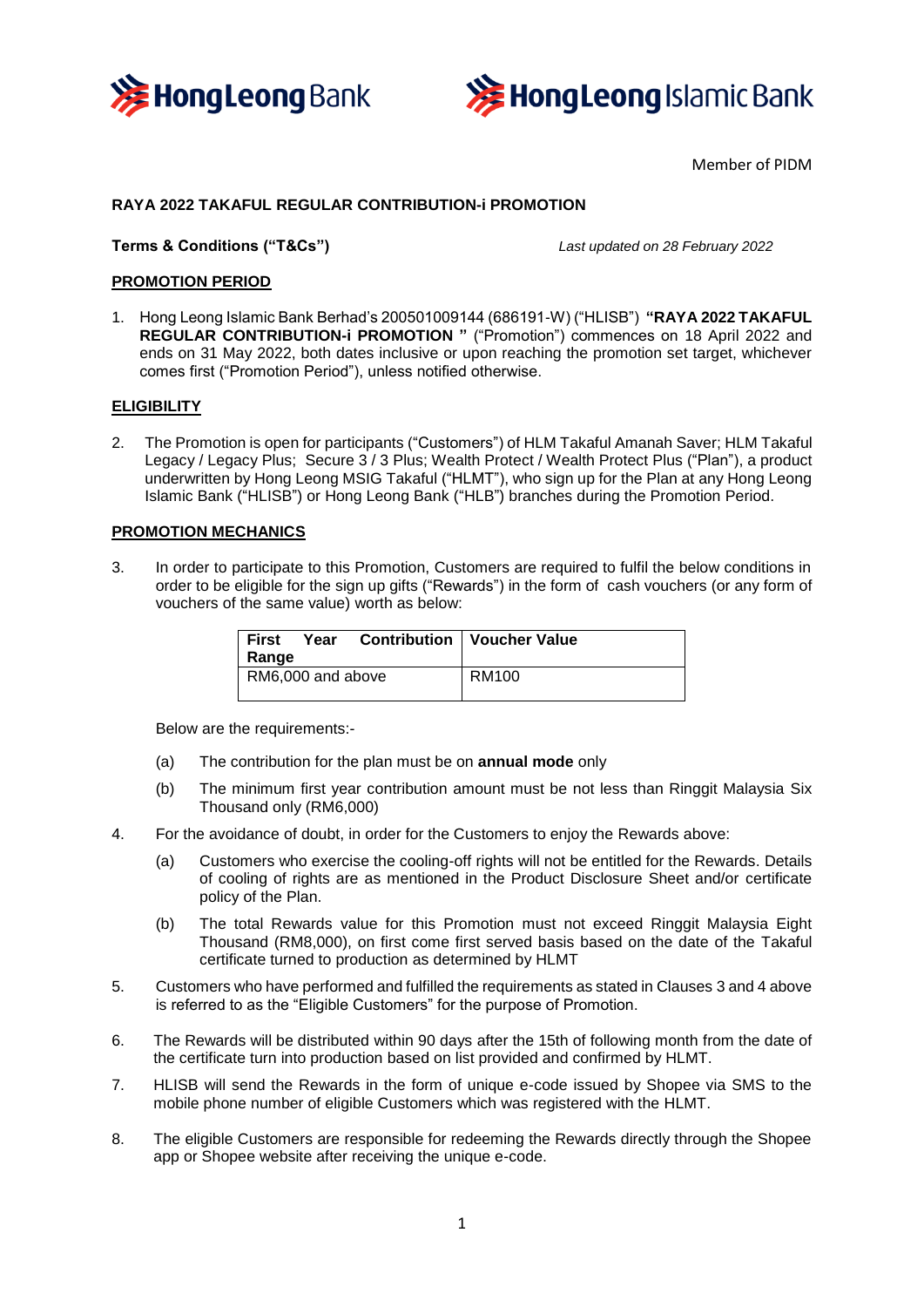Member of PIDM

**RAYA 2022 TAKAFUL REGULAR CONTRIBUTION-i PROMOTION**

**Terms & Conditions ("T&Cs")** *Last updated on 28 February 2022*

**PROMOTION PERIOD**

1. Hong Leong Islamic Bank Berhad's 200501009144 (686191-W) ("HLISB") **"RAYA 2022 TAKAFUL REGULAR CONTRIBUTION-i PROMOTION "** ("Promotion") commences on 18 April 2022 and ends on 31 May 2022, both dates inclusive or upon reaching the promotion set target, whichever comes first ("Promotion Period"), unless notified otherwise.

**ELIGIBILITY**

2. The Promotion is open for participants ("Customers") of HLM Takaful Amanah Saver; HLM Takaful Legacy / Legacy Plus; Secure 3 / 3 Plus; Wealth Protect / Wealth Protect Plus ("Plan"), a product underwritten by Hong Leong MSIG Takaful ("HLMT"), who sign up for the Plan at any Hong Leong Islamic Bank ("HLISB") or Hong Leong Bank ("HLB") branches during the Promotion Period.

**PROMOTION MECHANICS**

3. In order to participate to this Promotion, Customers are required to fulfil the below conditions in order to be eligible for the sign up gifts ("Rewards") in the form of cash vouchers (or any form of vouchers of the same value) worth as below:

| First Year Contribution Range | Voucher Value |
|---|---|
| RM6,000 and above | RM100 |

Below are the requirements:-

(a) The contribution for the plan must be on **annual mode** only

(b) The minimum first year contribution amount must be not less than Ringgit Malaysia Six Thousand only (RM6,000)

4. For the avoidance of doubt, in order for the Customers to enjoy the Rewards above:

(a) Customers who exercise the cooling-off rights will not be entitled for the Rewards. Details of cooling of rights are as mentioned in the Product Disclosure Sheet and/or certificate policy of the Plan.

(b) The total Rewards value for this Promotion must not exceed Ringgit Malaysia Eight Thousand (RM8,000), on first come first served basis based on the date of the Takaful certificate turned to production as determined by HLMT

5. Customers who have performed and fulfilled the requirements as stated in Clauses 3 and 4 above is referred to as the "Eligible Customers" for the purpose of Promotion.

6. The Rewards will be distributed within 90 days after the 15th of following month from the date of the certificate turn into production based on list provided and confirmed by HLMT.

7. HLISB will send the Rewards in the form of unique e-code issued by Shopee via SMS to the mobile phone number of eligible Customers which was registered with the HLMT.

8. The eligible Customers are responsible for redeeming the Rewards directly through the Shopee app or Shopee website after receiving the unique e-code.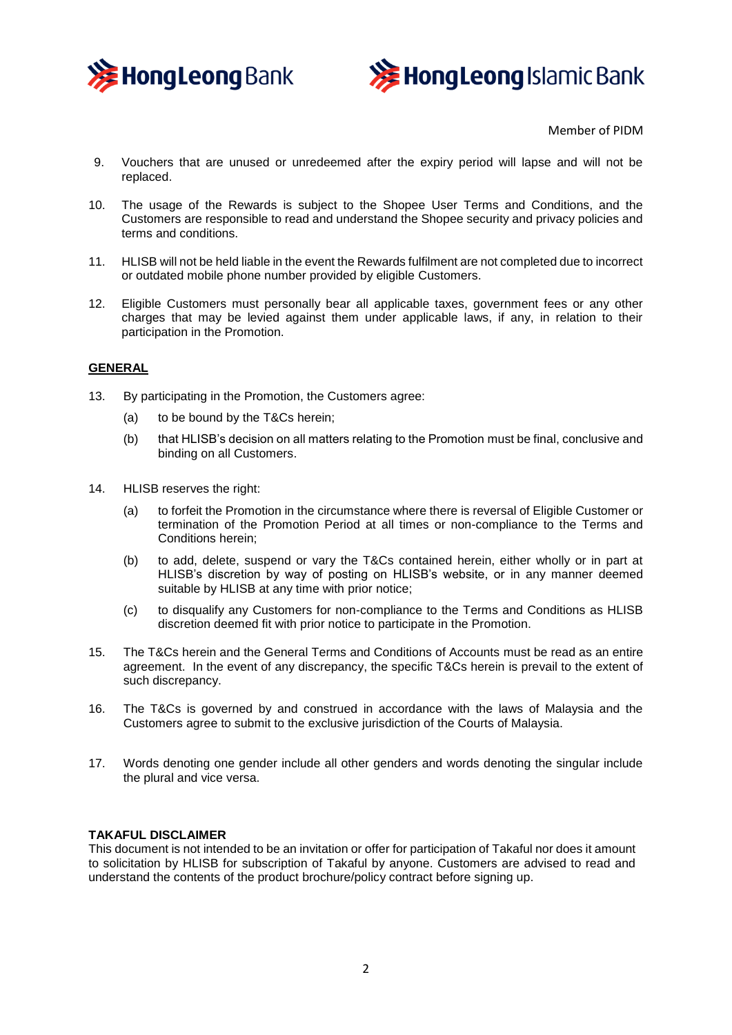Member of PIDM

9. Vouchers that are unused or unredeemed after the expiry period will lapse and will not be replaced.

10. The usage of the Rewards is subject to the Shopee User Terms and Conditions, and the Customers are responsible to read and understand the Shopee security and privacy policies and terms and conditions.

11. HLISB will not be held liable in the event the Rewards fulfilment are not completed due to incorrect or outdated mobile phone number provided by eligible Customers.

12. Eligible Customers must personally bear all applicable taxes, government fees or any other charges that may be levied against them under applicable laws, if any, in relation to their participation in the Promotion.

**GENERAL**

13. By participating in the Promotion, the Customers agree:

    (a) to be bound by the T&Cs herein;

    (b) that HLISB's decision on all matters relating to the Promotion must be final, conclusive and binding on all Customers.

14. HLISB reserves the right:

    (a) to forfeit the Promotion in the circumstance where there is reversal of Eligible Customer or termination of the Promotion Period at all times or non-compliance to the Terms and Conditions herein;

    (b) to add, delete, suspend or vary the T&Cs contained herein, either wholly or in part at HLISB's discretion by way of posting on HLISB's website, or in any manner deemed suitable by HLISB at any time with prior notice;

    (c) to disqualify any Customers for non-compliance to the Terms and Conditions as HLISB discretion deemed fit with prior notice to participate in the Promotion.

15. The T&Cs herein and the General Terms and Conditions of Accounts must be read as an entire agreement. In the event of any discrepancy, the specific T&Cs herein is prevail to the extent of such discrepancy.

16. The T&Cs is governed by and construed in accordance with the laws of Malaysia and the Customers agree to submit to the exclusive jurisdiction of the Courts of Malaysia.

17. Words denoting one gender include all other genders and words denoting the singular include the plural and vice versa.

**TAKAFUL DISCLAIMER**

This document is not intended to be an invitation or offer for participation of Takaful nor does it amount to solicitation by HLISB for subscription of Takaful by anyone. Customers are advised to read and understand the contents of the product brochure/policy contract before signing up.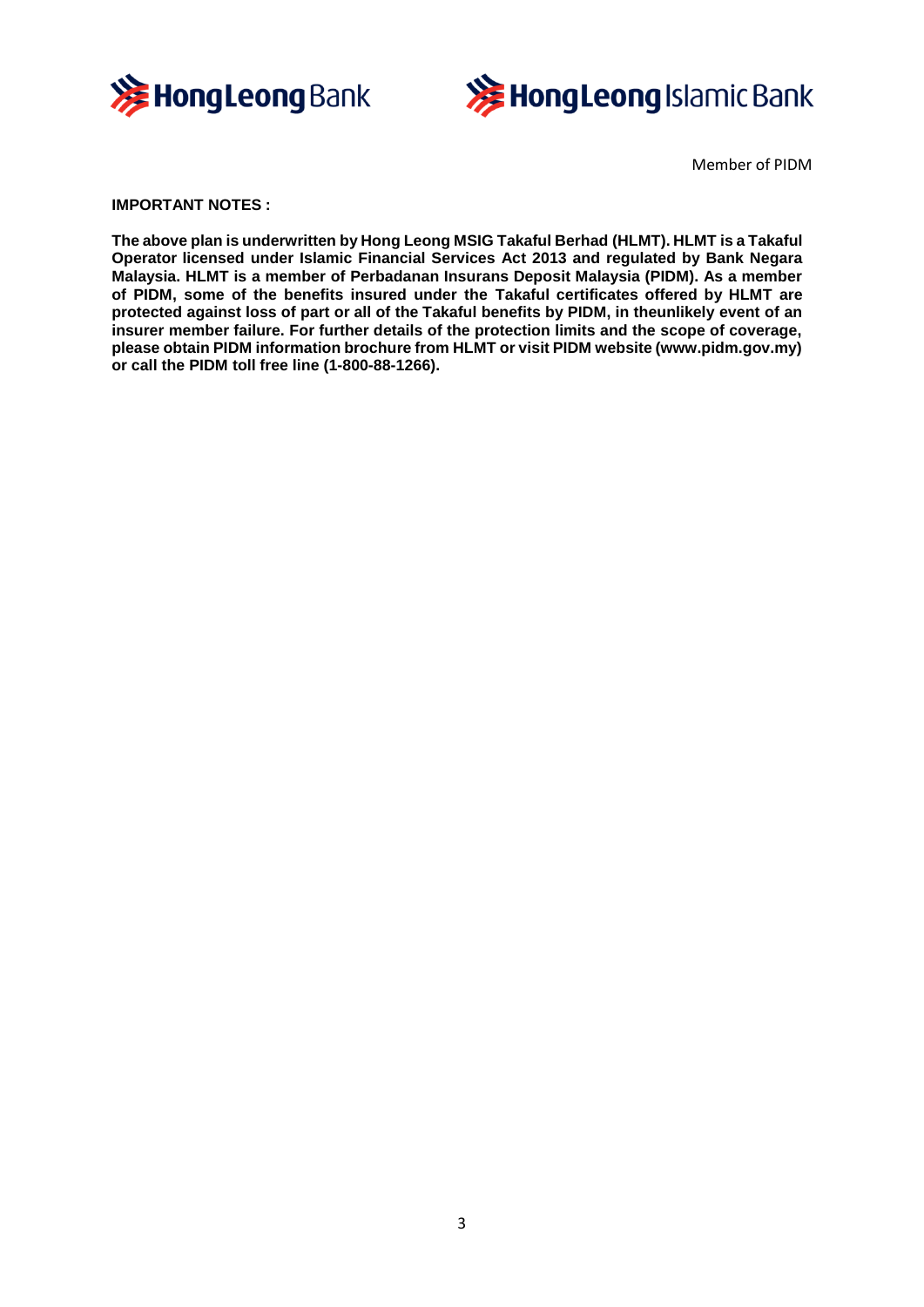Member of PIDM

**IMPORTANT NOTES :**

**The above plan is underwritten by Hong Leong MSIG Takaful Berhad (HLMT). HLMT is a Takaful Operator licensed under Islamic Financial Services Act 2013 and regulated by Bank Negara Malaysia. HLMT is a member of Perbadanan Insurans Deposit Malaysia (PIDM). As a member of PIDM, some of the benefits insured under the Takaful certificates offered by HLMT are protected against loss of part or all of the Takaful benefits by PIDM, in theunlikely event of an insurer member failure. For further details of the protection limits and the scope of coverage, please obtain PIDM information brochure from HLMT or visit PIDM website (www.pidm.gov.my) or call the PIDM toll free line (1-800-88-1266).**